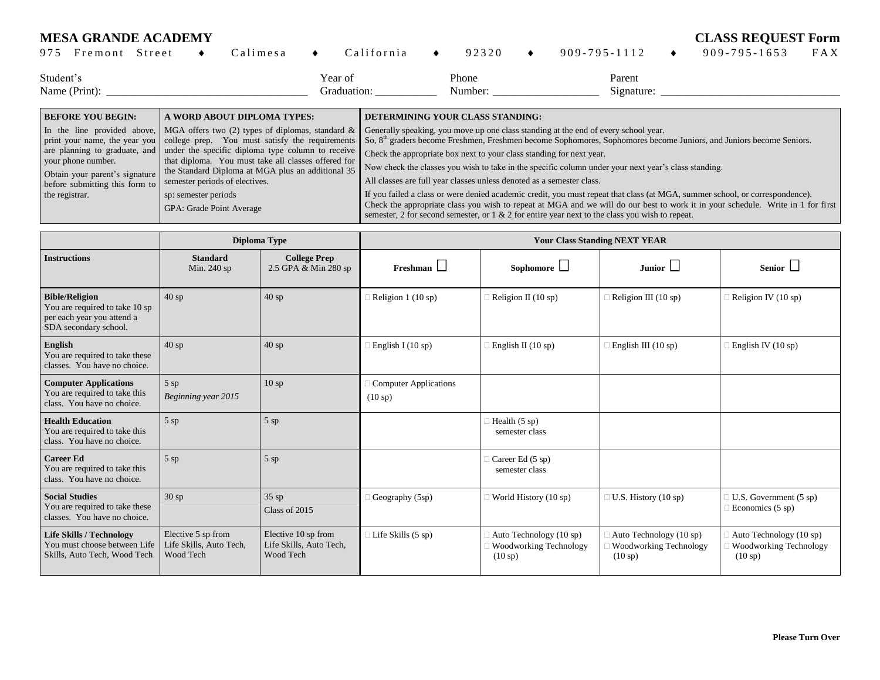**MESA GRANDE ACADEMY** **CLASS REQUEST Form**

975 Fremont Street ♦ Calimesa ♦ California ♦ 92320 ♦ 909-795-1112 ♦ 909-795-1653 FAX

Student's Name (Print): ___________________________________ Year of Graduation: __________ Phone Number: __________________ Parent Signature: ______________________________

| BEFORE YOU BEGIN: | A WORD ABOUT DIPLOMA TYPES: | DETERMINING YOUR CLASS STANDING: |
|---|---|---|
| In the line provided above, print your name, the year you are planning to graduate, and your phone number.<br>Obtain your parent's signature before submitting this form to the registrar. | MGA offers two (2) types of diplomas, standard & college prep. You must satisfy the requirements under the specific diploma type column to receive that diploma. You must take all classes offered for the Standard Diploma at MGA plus an additional 35 semester periods of electives.<br>sp: semester periods<br>GPA: Grade Point Average | Generally speaking, you move up one class standing at the end of every school year.<br>So, 8th graders become Freshmen, Freshmen become Sophomores, Sophomores become Juniors, and Juniors become Seniors.<br>Check the appropriate box next to your class standing for next year.<br>Now check the classes you wish to take in the specific column under your next year's class standing.<br>All classes are full year classes unless denoted as a semester class.<br>If you failed a class or were denied academic credit, you must repeat that class (at MGA, summer school, or correspondence). Check the appropriate class you wish to repeat at MGA and we will do our best to work it in your schedule. Write in 1 for first semester, 2 for second semester, or 1 & 2 for entire year next to the class you wish to repeat. |

| | Diploma Type | | Your Class Standing NEXT YEAR | | | |
|---|---|---|---|---|---|---|
| **Instructions** | **Standard**<br>Min. 240 sp | **College Prep**<br>2.5 GPA & Min 280 sp | **Freshman** ☐ | **Sophomore** ☐ | **Junior** ☐ | **Senior** ☐ |
| **Bible/Religion**<br>You are required to take 10 sp per each year you attend a SDA secondary school. | 40 sp | 40 sp | ☐ Religion 1 (10 sp) | ☐ Religion II (10 sp) | ☐ Religion III (10 sp) | ☐ Religion IV (10 sp) |
| **English**<br>You are required to take these classes. You have no choice. | 40 sp | 40 sp | ☐ English I (10 sp) | ☐ English II (10 sp) | ☐ English III (10 sp) | ☐ English IV (10 sp) |
| **Computer Applications**<br>You are required to take this class. You have no choice. | 5 sp<br>*Beginning year 2015* | 10 sp | ☐ Computer Applications (10 sp) | | | |
| **Health Education**<br>You are required to take this class. You have no choice. | 5 sp | 5 sp | | ☐ Health (5 sp) semester class | | |
| **Career Ed**<br>You are required to take this class. You have no choice. | 5 sp | 5 sp | | ☐ Career Ed (5 sp) semester class | | |
| **Social Studies**<br>You are required to take these classes. You have no choice. | 30 sp | 35 sp<br>Class of 2015 | ☐ Geography (5sp) | ☐ World History (10 sp) | ☐ U.S. History (10 sp) | ☐ U.S. Government (5 sp)<br>☐ Economics (5 sp) |
| **Life Skills / Technology**<br>You must choose between Life Skills, Auto Tech, Wood Tech | Elective 5 sp from Life Skills, Auto Tech, Wood Tech | Elective 10 sp from Life Skills, Auto Tech, Wood Tech | ☐ Life Skills (5 sp) | ☐ Auto Technology (10 sp)<br>☐ Woodworking Technology (10 sp) | ☐ Auto Technology (10 sp)<br>☐ Woodworking Technology (10 sp) | ☐ Auto Technology (10 sp)<br>☐ Woodworking Technology (10 sp) |

**Please Turn Over**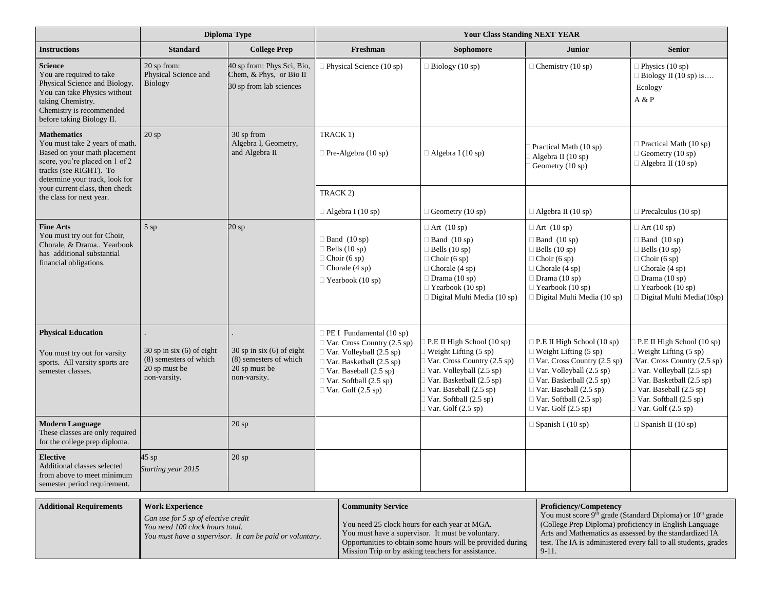| | Diploma Type | | Your Class Standing NEXT YEAR | | | |
|---|---|---|---|---|---|---|
| **Instructions** | **Standard** | **College Prep** | **Freshman** | **Sophomore** | **Junior** | **Senior** |
| **Science**<br>You are required to take Physical Science and Biology. You can take Physics without taking Chemistry.<br>Chemistry is recommended before taking Biology II. | 20 sp from: Physical Science and Biology | 40 sp from: Phys Sci, Bio, Chem, & Phys, or Bio II<br>30 sp from lab sciences | □ Physical Science (10 sp) | □ Biology (10 sp) | □ Chemistry (10 sp) | □ Physics (10 sp)<br>□ Biology II (10 sp) is….<br>Ecology<br>A & P |
| **Mathematics**<br>You must take 2 years of math. Based on your math placement score, you're placed on 1 of 2 tracks (see RIGHT). To determine your track, look for your current class, then check the class for next year. | 20 sp | 30 sp from Algebra I, Geometry, and Algebra II | TRACK 1)<br>□ Pre-Algebra (10 sp) | □ Algebra I (10 sp) | □ Practical Math (10 sp)<br>□ Algebra II (10 sp)<br>□ Geometry (10 sp) | □ Practical Math (10 sp)<br>□ Geometry (10 sp)<br>□ Algebra II (10 sp) |
| | | | TRACK 2)<br>□ Algebra I (10 sp) | □ Geometry (10 sp) | □ Algebra II (10 sp) | □ Precalculus (10 sp) |
| **Fine Arts**<br>You must try out for Choir, Chorale, & Drama.. Yearbook has additional substantial financial obligations. | 5 sp | 20 sp | □ Band (10 sp)<br>□ Bells (10 sp)<br>□ Choir (6 sp)<br>□ Chorale (4 sp)<br>□ Yearbook (10 sp) | □ Art (10 sp)<br>□ Band (10 sp)<br>□ Bells (10 sp)<br>□ Choir (6 sp)<br>□ Chorale (4 sp)<br>□ Drama (10 sp)<br>□ Yearbook (10 sp)<br>□ Digital Multi Media (10 sp) | □ Art (10 sp)<br>□ Band (10 sp)<br>□ Bells (10 sp)<br>□ Choir (6 sp)<br>□ Chorale (4 sp)<br>□ Drama (10 sp)<br>□ Yearbook (10 sp)<br>□ Digital Multi Media (10 sp) | □ Art (10 sp)<br>□ Band (10 sp)<br>□ Bells (10 sp)<br>□ Choir (6 sp)<br>□ Chorale (4 sp)<br>□ Drama (10 sp)<br>□ Yearbook (10 sp)<br>□ Digital Multi Media(10sp) |
| **Physical Education**<br>You must try out for varsity sports. All varsity sports are semester classes. | .<br>30 sp in six (6) of eight (8) semesters of which 20 sp must be non-varsity. | .<br>30 sp in six (6) of eight (8) semesters of which 20 sp must be non-varsity. | □ PE I Fundamental (10 sp)<br>□ Var. Cross Country (2.5 sp)<br>□ Var. Volleyball (2.5 sp)<br>□ Var. Basketball (2.5 sp)<br>□ Var. Baseball (2.5 sp)<br>□ Var. Softball (2.5 sp)<br>□ Var. Golf (2.5 sp) | □ P.E II High School (10 sp)<br>□ Weight Lifting (5 sp)<br>□ Var. Cross Country (2.5 sp)<br>□ Var. Volleyball (2.5 sp)<br>□ Var. Basketball (2.5 sp)<br>□ Var. Baseball (2.5 sp)<br>□ Var. Softball (2.5 sp)<br>□ Var. Golf (2.5 sp) | □ P.E II High School (10 sp)<br>□ Weight Lifting (5 sp)<br>□ Var. Cross Country (2.5 sp)<br>□ Var. Volleyball (2.5 sp)<br>□ Var. Basketball (2.5 sp)<br>□ Var. Baseball (2.5 sp)<br>□ Var. Softball (2.5 sp)<br>□ Var. Golf (2.5 sp) | □ P.E II High School (10 sp)<br>□ Weight Lifting (5 sp)<br>□ Var. Cross Country (2.5 sp)<br>□ Var. Volleyball (2.5 sp)<br>□ Var. Basketball (2.5 sp)<br>□ Var. Baseball (2.5 sp)<br>□ Var. Softball (2.5 sp)<br>□ Var. Golf (2.5 sp) |
| **Modern Language**<br>These classes are only required for the college prep diploma. | | 20 sp | | | □ Spanish I (10 sp) | □ Spanish II (10 sp) |
| **Elective**<br>Additional classes selected from above to meet minimum semester period requirement. | 45 sp<br>*Starting year 2015* | 20 sp | | | | |

| **Additional Requirements** | **Work Experience** | **Community Service** | **Proficiency/Competency** |
|---|---|---|---|
| | *Can use for 5 sp of elective credit*<br>*You need 100 clock hours total.*<br>*You must have a supervisor. It can be paid or voluntary.* | You need 25 clock hours for each year at MGA.<br>You must have a supervisor. It must be voluntary.<br>Opportunities to obtain some hours will be provided during Mission Trip or by asking teachers for assistance. | You must score 9th grade (Standard Diploma) or 10th grade (College Prep Diploma) proficiency in English Language Arts and Mathematics as assessed by the standardized IA test. The IA is administered every fall to all students, grades 9-11. |